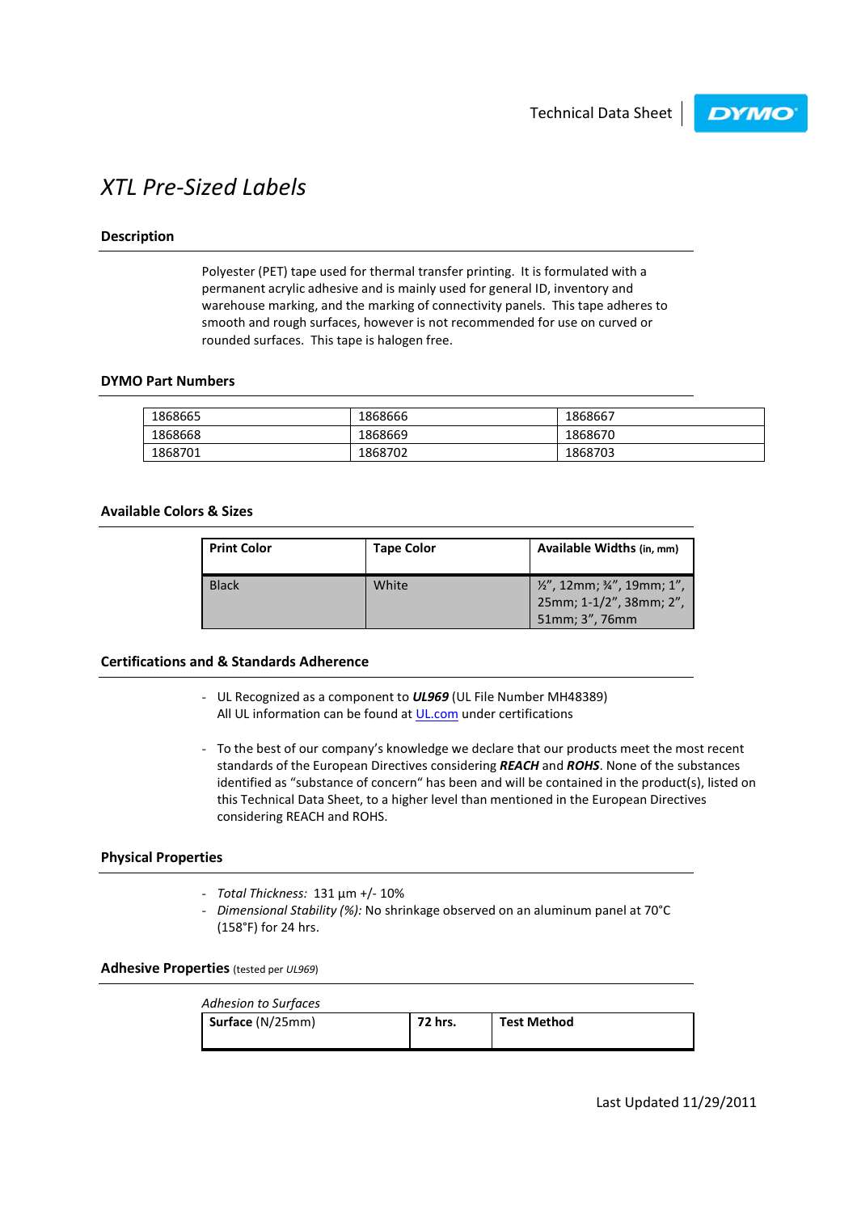Technical Data Sheet | DYMO

# XTL Pre-Sized Labels

## Description

Polyester (PET) tape used for thermal transfer printing. It is formulated with a permanent acrylic adhesive and is mainly used for general ID, inventory and warehouse marking, and the marking of connectivity panels. This tape adheres to smooth and rough surfaces, however is not recommended for use on curved or rounded surfaces. This tape is halogen free.

## DYMO Part Numbers

| | | |
|---|---|---|
| 1868665 | 1868666 | 1868667 |
| 1868668 | 1868669 | 1868670 |
| 1868701 | 1868702 | 1868703 |

## Available Colors & Sizes

| Print Color | Tape Color | Available Widths (in, mm) |
|---|---|---|
| Black | White | ½", 12mm; ¾", 19mm; 1", 25mm; 1-1/2", 38mm; 2", 51mm; 3", 76mm |

## Certifications and & Standards Adherence

- UL Recognized as a component to ***UL969*** (UL File Number MH48389)
  All UL information can be found at [UL.com](UL.com) under certifications

- To the best of our company's knowledge we declare that our products meet the most recent standards of the European Directives considering ***REACH*** and ***ROHS***. None of the substances identified as "substance of concern" has been and will be contained in the product(s), listed on this Technical Data Sheet, to a higher level than mentioned in the European Directives considering REACH and ROHS.

## Physical Properties

- *Total Thickness:* 131 µm +/- 10%
- *Dimensional Stability (%):* No shrinkage observed on an aluminum panel at 70°C (158°F) for 24 hrs.

## Adhesive Properties (tested per *UL969*)

*Adhesion to Surfaces*

| **Surface** (N/25mm) | **72 hrs.** | **Test Method** |
|---|---|---|

Last Updated 11/29/2011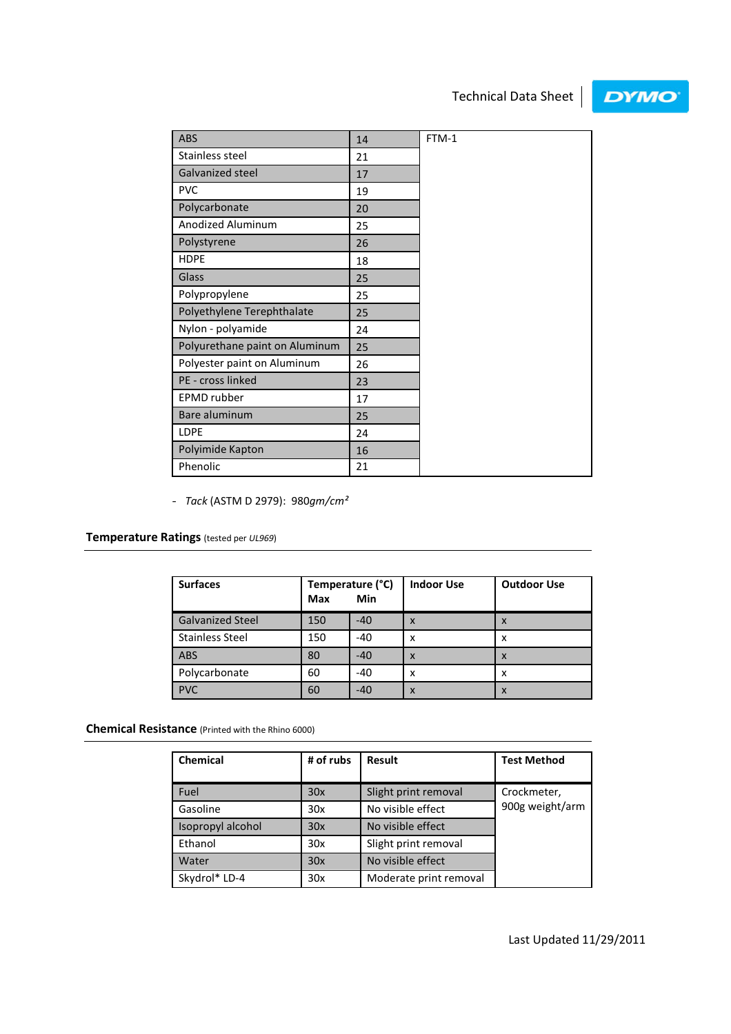| ABS | 14 | FTM-1 |
|---|---|---|
| Stainless steel | 21 | |
| Galvanized steel | 17 | |
| PVC | 19 | |
| Polycarbonate | 20 | |
| Anodized Aluminum | 25 | |
| Polystyrene | 26 | |
| HDPE | 18 | |
| Glass | 25 | |
| Polypropylene | 25 | |
| Polyethylene Terephthalate | 25 | |
| Nylon - polyamide | 24 | |
| Polyurethane paint on Aluminum | 25 | |
| Polyester paint on Aluminum | 26 | |
| PE - cross linked | 23 | |
| EPMD rubber | 17 | |
| Bare aluminum | 25 | |
| LDPE | 24 | |
| Polyimide Kapton | 16 | |
| Phenolic | 21 | |

- *Tack* (ASTM D 2979): 980*gm/cm²*

## Temperature Ratings (tested per *UL969*)

| Surfaces | Temperature (°C) Max | Min | Indoor Use | Outdoor Use |
|---|---|---|---|---|
| Galvanized Steel | 150 | -40 | x | x |
| Stainless Steel | 150 | -40 | x | x |
| ABS | 80 | -40 | x | x |
| Polycarbonate | 60 | -40 | x | x |
| PVC | 60 | -40 | x | x |

## Chemical Resistance (Printed with the Rhino 6000)

| Chemical | # of rubs | Result | Test Method |
|---|---|---|---|
| Fuel | 30x | Slight print removal | Crockmeter, 900g weight/arm |
| Gasoline | 30x | No visible effect | |
| Isopropyl alcohol | 30x | No visible effect | |
| Ethanol | 30x | Slight print removal | |
| Water | 30x | No visible effect | |
| Skydrol* LD-4 | 30x | Moderate print removal | |

Last Updated 11/29/2011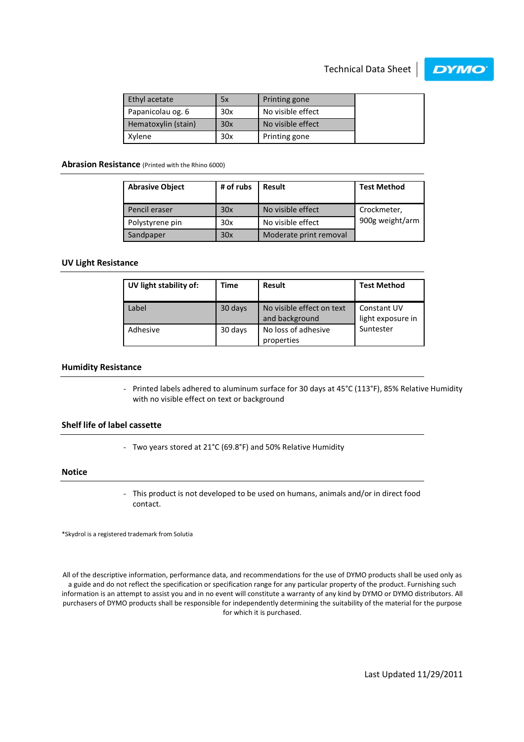| | | | |
|---|---|---|---|
| Ethyl acetate | 5x | Printing gone | |
| Papanicolau og. 6 | 30x | No visible effect | |
| Hematoxylin (stain) | 30x | No visible effect | |
| Xylene | 30x | Printing gone | |

## Abrasion Resistance (Printed with the Rhino 6000)

| Abrasive Object | # of rubs | Result | Test Method |
|---|---|---|---|
| Pencil eraser | 30x | No visible effect | Crockmeter, 900g weight/arm |
| Polystyrene pin | 30x | No visible effect | |
| Sandpaper | 30x | Moderate print removal | |

## UV Light Resistance

| UV light stability of: | Time | Result | Test Method |
|---|---|---|---|
| Label | 30 days | No visible effect on text and background | Constant UV light exposure in Suntester |
| Adhesive | 30 days | No loss of adhesive properties | |

## Humidity Resistance

- Printed labels adhered to aluminum surface for 30 days at 45°C (113°F), 85% Relative Humidity with no visible effect on text or background

## Shelf life of label cassette

- Two years stored at 21°C (69.8°F) and 50% Relative Humidity

## Notice

- This product is not developed to be used on humans, animals and/or in direct food contact.

*Skydrol is a registered trademark from Solutia

All of the descriptive information, performance data, and recommendations for the use of DYMO products shall be used only as a guide and do not reflect the specification or specification range for any particular property of the product. Furnishing such information is an attempt to assist you and in no event will constitute a warranty of any kind by DYMO or DYMO distributors. All purchasers of DYMO products shall be responsible for independently determining the suitability of the material for the purpose for which it is purchased.

Last Updated 11/29/2011